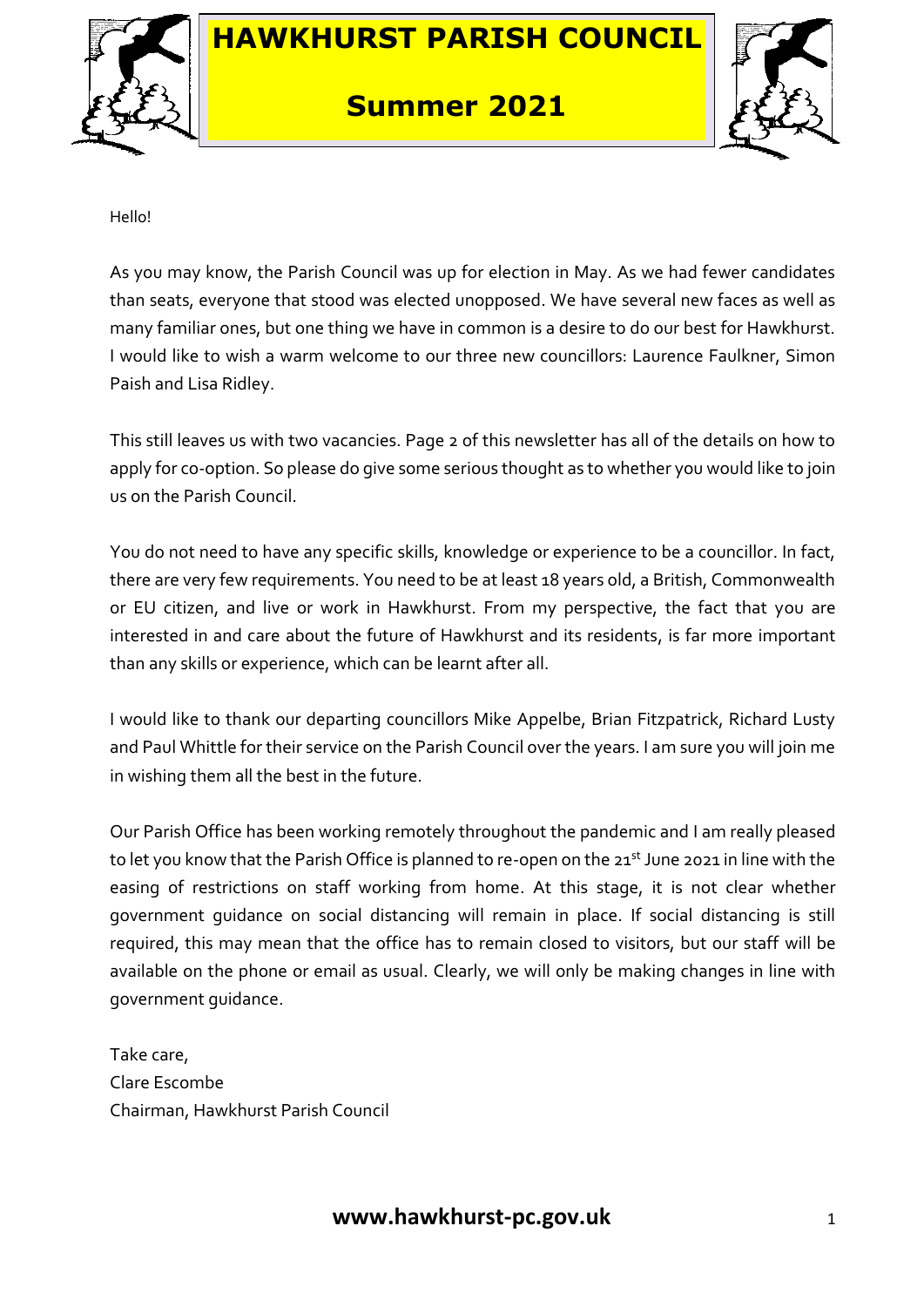# HAWKHURST PARISH COUNCIL

## Summer 2021

Hello!

As you may know, the Parish Council was up for election in May. As we had fewer candidates than seats, everyone that stood was elected unopposed. We have several new faces as well as many familiar ones, but one thing we have in common is a desire to do our best for Hawkhurst. I would like to wish a warm welcome to our three new councillors: Laurence Faulkner, Simon Paish and Lisa Ridley.

This still leaves us with two vacancies. Page 2 of this newsletter has all of the details on how to apply for co-option. So please do give some serious thought as to whether you would like to join us on the Parish Council.

You do not need to have any specific skills, knowledge or experience to be a councillor. In fact, there are very few requirements. You need to be at least 18 years old, a British, Commonwealth or EU citizen, and live or work in Hawkhurst. From my perspective, the fact that you are interested in and care about the future of Hawkhurst and its residents, is far more important than any skills or experience, which can be learnt after all.

I would like to thank our departing councillors Mike Appelbe, Brian Fitzpatrick, Richard Lusty and Paul Whittle for their service on the Parish Council over the years. I am sure you will join me in wishing them all the best in the future.

Our Parish Office has been working remotely throughout the pandemic and I am really pleased to let you know that the Parish Office is planned to re-open on the 21st June 2021 in line with the easing of restrictions on staff working from home. At this stage, it is not clear whether government guidance on social distancing will remain in place. If social distancing is still required, this may mean that the office has to remain closed to visitors, but our staff will be available on the phone or email as usual. Clearly, we will only be making changes in line with government guidance.

Take care,
Clare Escombe
Chairman, Hawkhurst Parish Council

**www.hawkhurst-pc.gov.uk**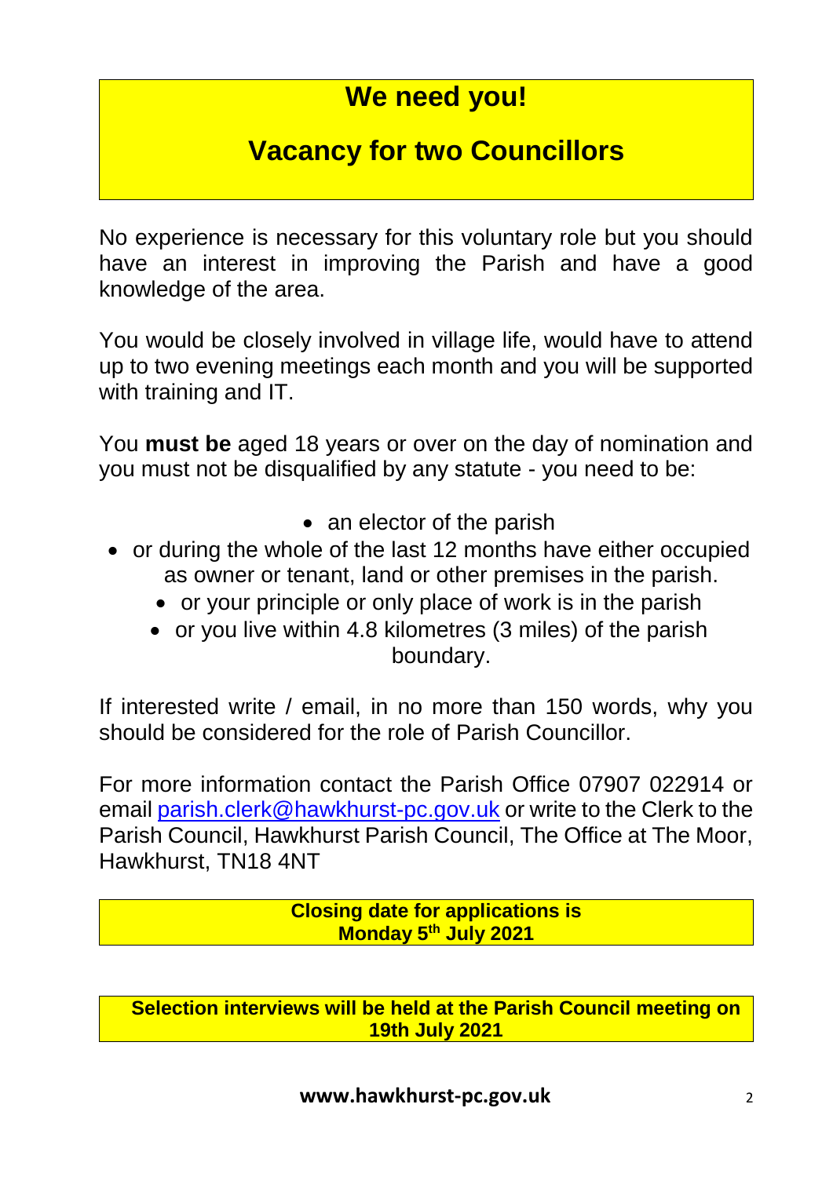# We need you!

## Vacancy for two Councillors

No experience is necessary for this voluntary role but you should have an interest in improving the Parish and have a good knowledge of the area.

You would be closely involved in village life, would have to attend up to two evening meetings each month and you will be supported with training and IT.

You **must be** aged 18 years or over on the day of nomination and you must not be disqualified by any statute - you need to be:

- an elector of the parish
- or during the whole of the last 12 months have either occupied as owner or tenant, land or other premises in the parish.
- or your principle or only place of work is in the parish
- or you live within 4.8 kilometres (3 miles) of the parish boundary.

If interested write / email, in no more than 150 words, why you should be considered for the role of Parish Councillor.

For more information contact the Parish Office 07907 022914 or email parish.clerk@hawkhurst-pc.gov.uk or write to the Clerk to the Parish Council, Hawkhurst Parish Council, The Office at The Moor, Hawkhurst, TN18 4NT

**Closing date for applications is Monday 5th July 2021**

**Selection interviews will be held at the Parish Council meeting on 19th July 2021**

**www.hawkhurst-pc.gov.uk**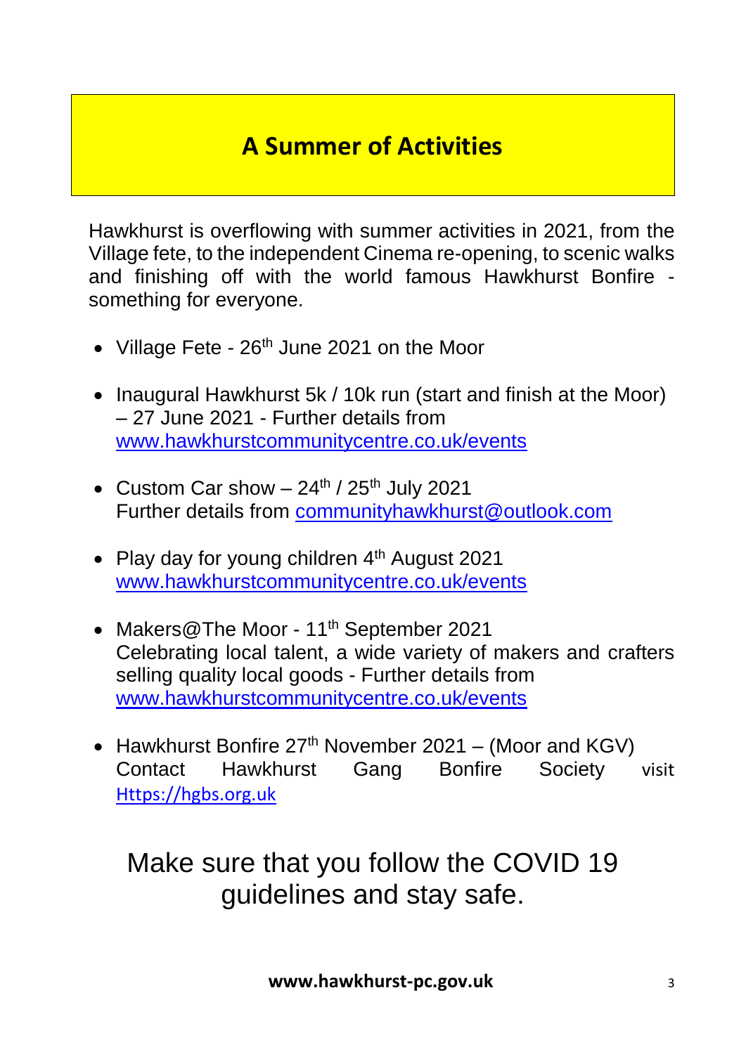# A Summer of Activities

Hawkhurst is overflowing with summer activities in 2021, from the Village fete, to the independent Cinema re-opening, to scenic walks and finishing off with the world famous Hawkhurst Bonfire - something for everyone.

- Village Fete - 26th June 2021 on the Moor
- Inaugural Hawkhurst 5k / 10k run (start and finish at the Moor) – 27 June 2021 - Further details from www.hawkhurstcommunitycentre.co.uk/events
- Custom Car show – 24th / 25th July 2021
  Further details from communityhawkhurst@outlook.com
- Play day for young children 4th August 2021
  www.hawkhurstcommunitycentre.co.uk/events
- Makers@The Moor - 11th September 2021
  Celebrating local talent, a wide variety of makers and crafters selling quality local goods - Further details from www.hawkhurstcommunitycentre.co.uk/events
- Hawkhurst Bonfire 27th November 2021 – (Moor and KGV)
  Contact Hawkhurst Gang Bonfire Society visit Https://hgbs.org.uk

Make sure that you follow the COVID 19 guidelines and stay safe.

**www.hawkhurst-pc.gov.uk**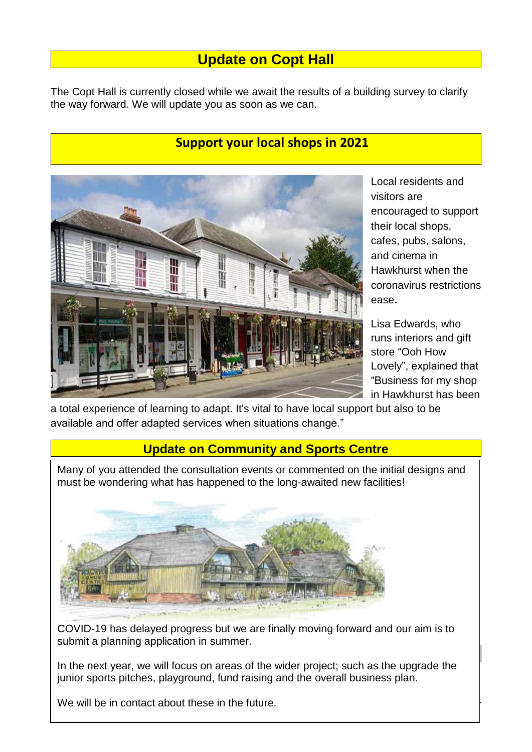## Update on Copt Hall

The Copt Hall is currently closed while we await the results of a building survey to clarify the way forward. We will update you as soon as we can.

## Support your local shops in 2021

Local residents and visitors are encouraged to support their local shops, cafes, pubs, salons, and cinema in Hawkhurst when the coronavirus restrictions ease**.**

Lisa Edwards, who runs interiors and gift store "Ooh How Lovely", explained that "Business for my shop in Hawkhurst has been a total experience of learning to adapt. It's vital to have local support but also to be available and offer adapted services when situations change."

## Update on Community and Sports Centre

Many of you attended the consultation events or commented on the initial designs and must be wondering what has happened to the long-awaited new facilities!

COVID-19 has delayed progress but we are finally moving forward and our aim is to submit a planning application in summer.

In the next year, we will focus on areas of the wider project; such as the upgrade the junior sports pitches, playground, fund raising and the overall business plan.

We will be in contact about these in the future.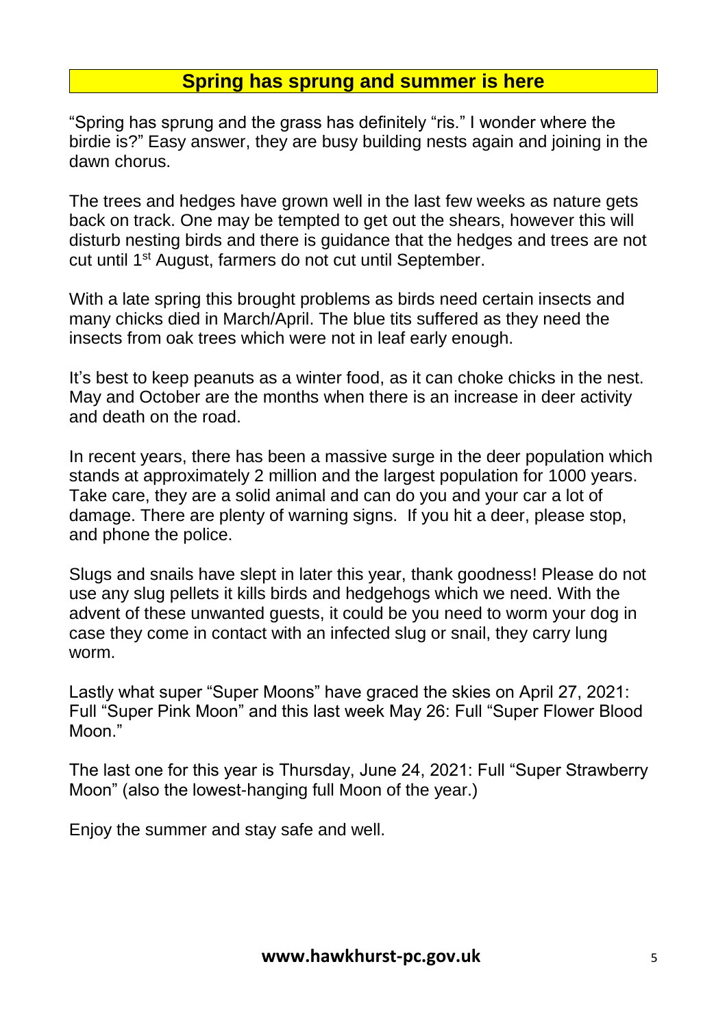## Spring has sprung and summer is here

"Spring has sprung and the grass has definitely "ris." I wonder where the birdie is?" Easy answer, they are busy building nests again and joining in the dawn chorus.

The trees and hedges have grown well in the last few weeks as nature gets back on track. One may be tempted to get out the shears, however this will disturb nesting birds and there is guidance that the hedges and trees are not cut until 1st August, farmers do not cut until September.

With a late spring this brought problems as birds need certain insects and many chicks died in March/April. The blue tits suffered as they need the insects from oak trees which were not in leaf early enough.

It's best to keep peanuts as a winter food, as it can choke chicks in the nest. May and October are the months when there is an increase in deer activity and death on the road.

In recent years, there has been a massive surge in the deer population which stands at approximately 2 million and the largest population for 1000 years. Take care, they are a solid animal and can do you and your car a lot of damage. There are plenty of warning signs. If you hit a deer, please stop, and phone the police.

Slugs and snails have slept in later this year, thank goodness! Please do not use any slug pellets it kills birds and hedgehogs which we need. With the advent of these unwanted guests, it could be you need to worm your dog in case they come in contact with an infected slug or snail, they carry lung worm.

Lastly what super "Super Moons" have graced the skies on April 27, 2021: Full "Super Pink Moon" and this last week May 26: Full "Super Flower Blood Moon."

The last one for this year is Thursday, June 24, 2021: Full "Super Strawberry Moon" (also the lowest-hanging full Moon of the year.)

Enjoy the summer and stay safe and well.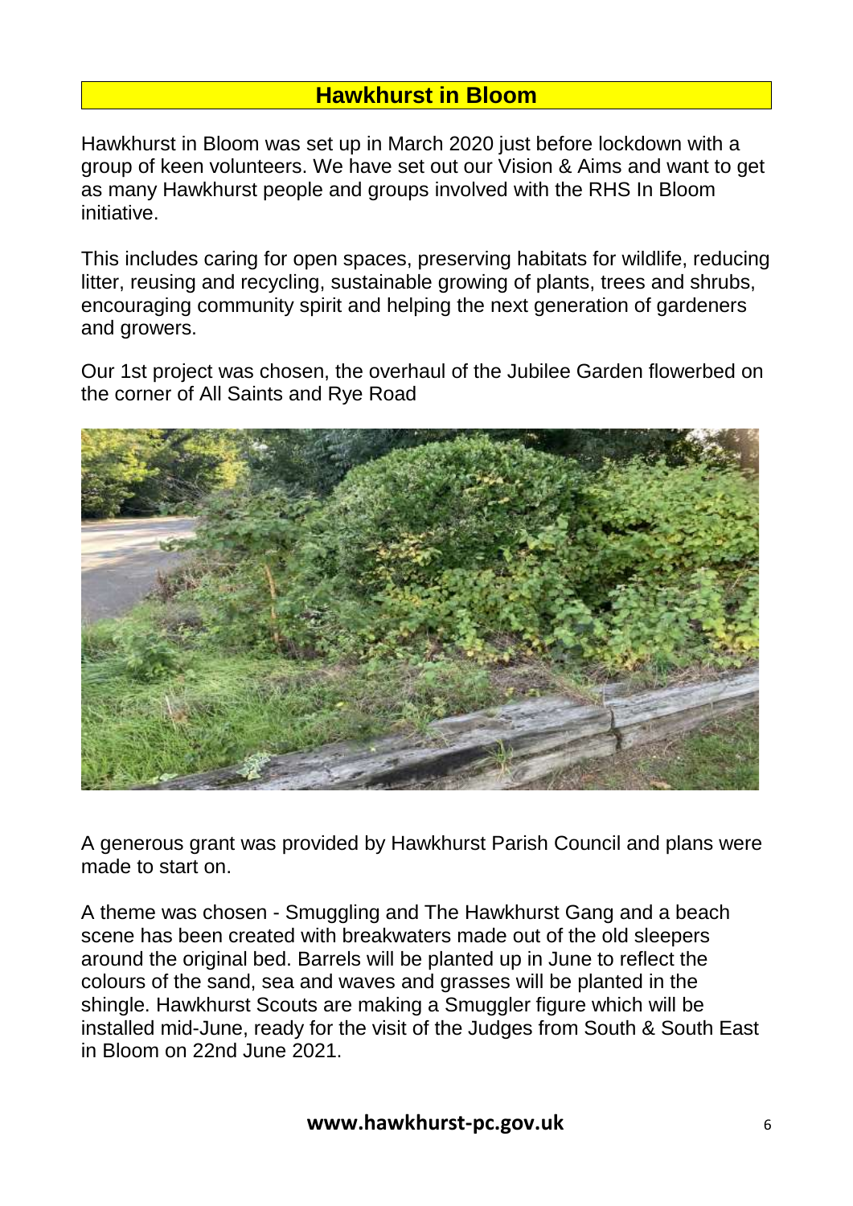## Hawkhurst in Bloom

Hawkhurst in Bloom was set up in March 2020 just before lockdown with a group of keen volunteers. We have set out our Vision & Aims and want to get as many Hawkhurst people and groups involved with the RHS In Bloom initiative.

This includes caring for open spaces, preserving habitats for wildlife, reducing litter, reusing and recycling, sustainable growing of plants, trees and shrubs, encouraging community spirit and helping the next generation of gardeners and growers.

Our 1st project was chosen, the overhaul of the Jubilee Garden flowerbed on the corner of All Saints and Rye Road

A generous grant was provided by Hawkhurst Parish Council and plans were made to start on.

A theme was chosen - Smuggling and The Hawkhurst Gang and a beach scene has been created with breakwaters made out of the old sleepers around the original bed. Barrels will be planted up in June to reflect the colours of the sand, sea and waves and grasses will be planted in the shingle. Hawkhurst Scouts are making a Smuggler figure which will be installed mid-June, ready for the visit of the Judges from South & South East in Bloom on 22nd June 2021.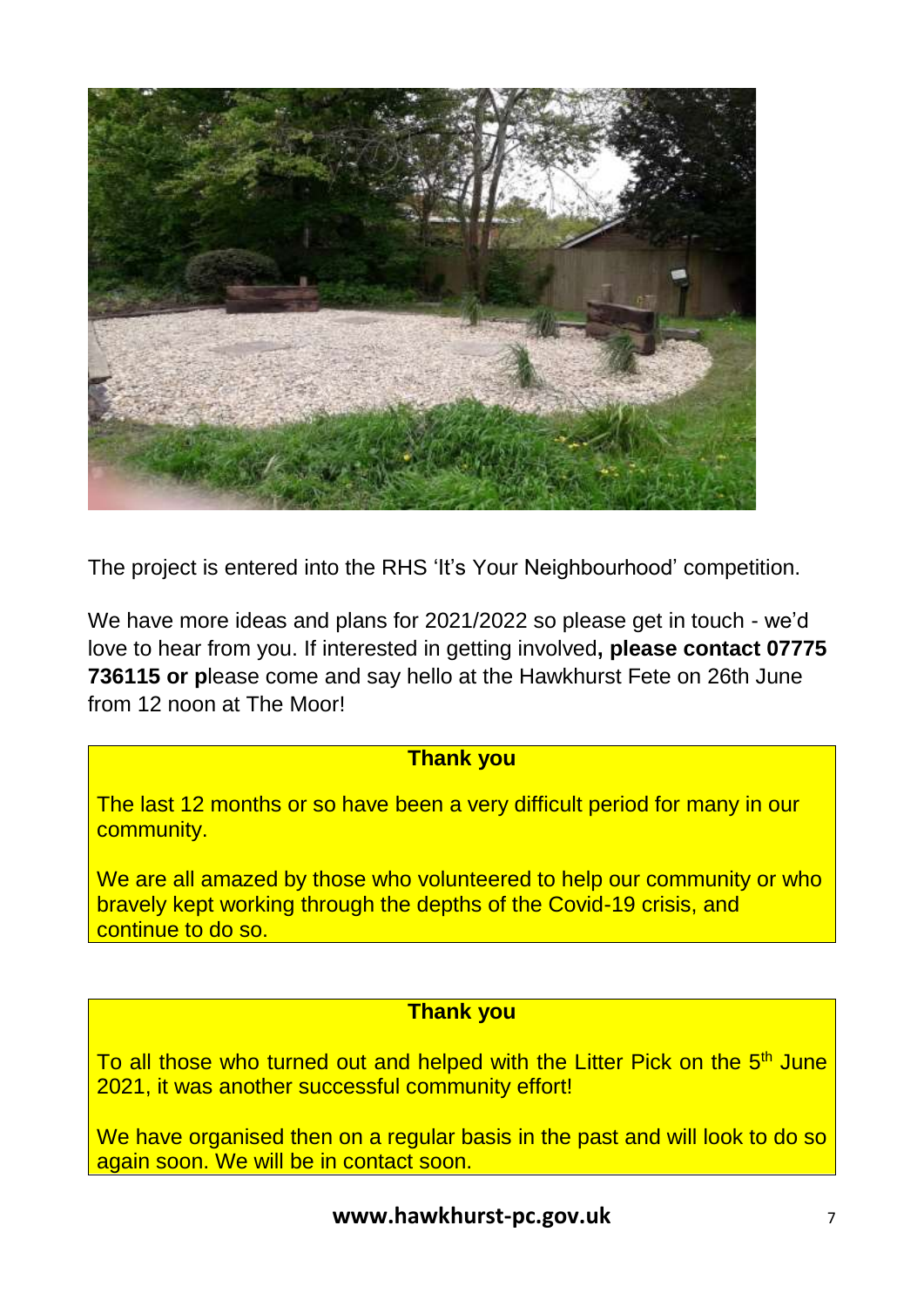The project is entered into the RHS 'It's Your Neighbourhood' competition.

We have more ideas and plans for 2021/2022 so please get in touch - we'd love to hear from you. If interested in getting involved**, please contact 07775 736115 or p**lease come and say hello at the Hawkhurst Fete on 26th June from 12 noon at The Moor!

**Thank you**

The last 12 months or so have been a very difficult period for many in our community.

We are all amazed by those who volunteered to help our community or who bravely kept working through the depths of the Covid-19 crisis, and continue to do so.

**Thank you**

To all those who turned out and helped with the Litter Pick on the 5th June 2021, it was another successful community effort!

We have organised then on a regular basis in the past and will look to do so again soon. We will be in contact soon.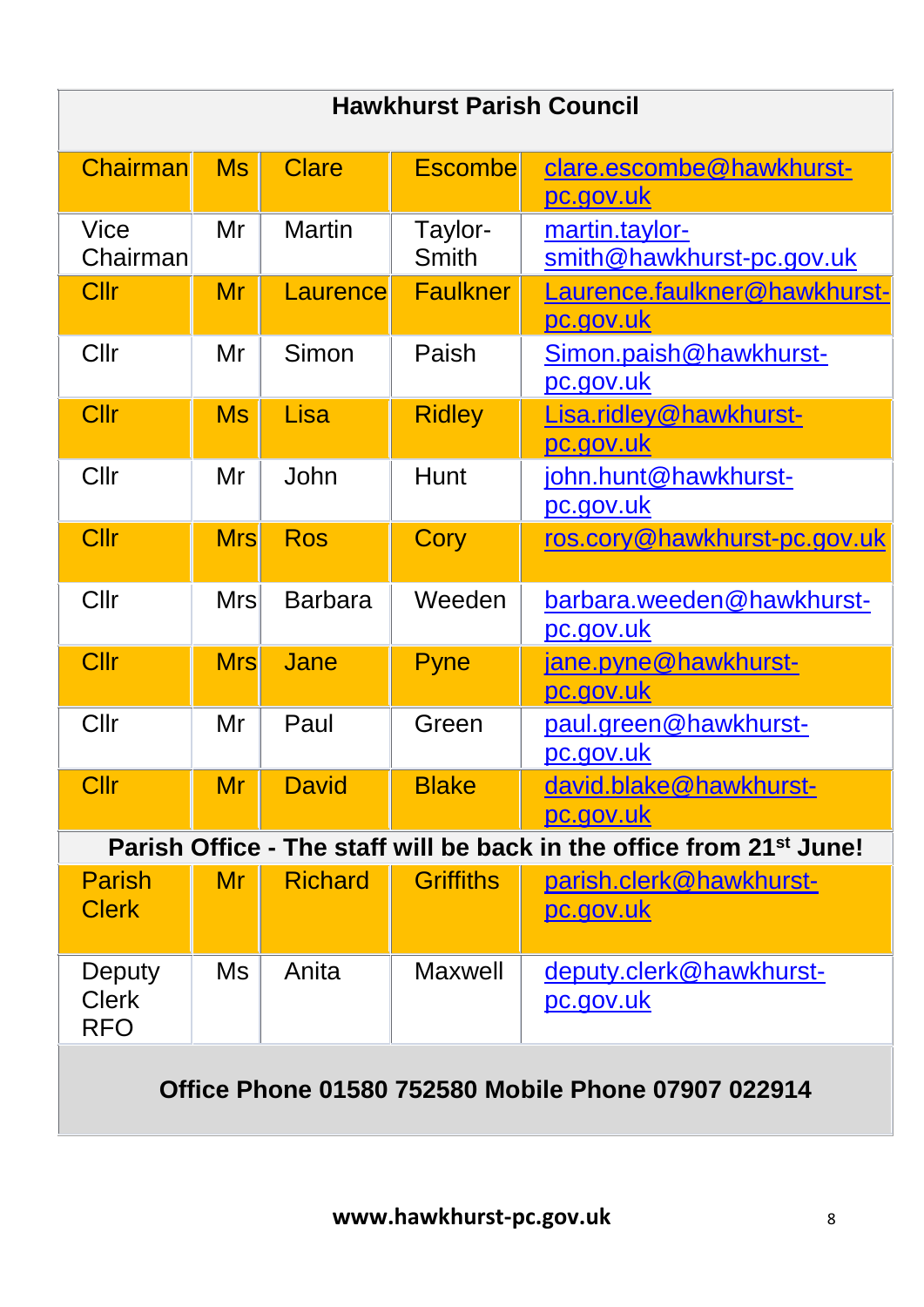| Hawkhurst Parish Council | | | | |
|---|---|---|---|---|
| Chairman | Ms | Clare | Escombe | clare.escombe@hawkhurst-pc.gov.uk |
| Vice Chairman | Mr | Martin | Taylor-Smith | martin.taylor-smith@hawkhurst-pc.gov.uk |
| Cllr | Mr | Laurence | Faulkner | Laurence.faulkner@hawkhurst-pc.gov.uk |
| Cllr | Mr | Simon | Paish | Simon.paish@hawkhurst-pc.gov.uk |
| Cllr | Ms | Lisa | Ridley | Lisa.ridley@hawkhurst-pc.gov.uk |
| Cllr | Mr | John | Hunt | john.hunt@hawkhurst-pc.gov.uk |
| Cllr | Mrs | Ros | Cory | ros.cory@hawkhurst-pc.gov.uk |
| Cllr | Mrs | Barbara | Weeden | barbara.weeden@hawkhurst-pc.gov.uk |
| Cllr | Mrs | Jane | Pyne | jane.pyne@hawkhurst-pc.gov.uk |
| Cllr | Mr | Paul | Green | paul.green@hawkhurst-pc.gov.uk |
| Cllr | Mr | David | Blake | david.blake@hawkhurst-pc.gov.uk |
| **Parish Office - The staff will be back in the office from 21st June!** | | | | |
| Parish Clerk | Mr | Richard | Griffiths | parish.clerk@hawkhurst-pc.gov.uk |
| Deputy Clerk RFO | Ms | Anita | Maxwell | deputy.clerk@hawkhurst-pc.gov.uk |
| **Office Phone 01580 752580 Mobile Phone 07907 022914** | | | | |

**www.hawkhurst-pc.gov.uk**